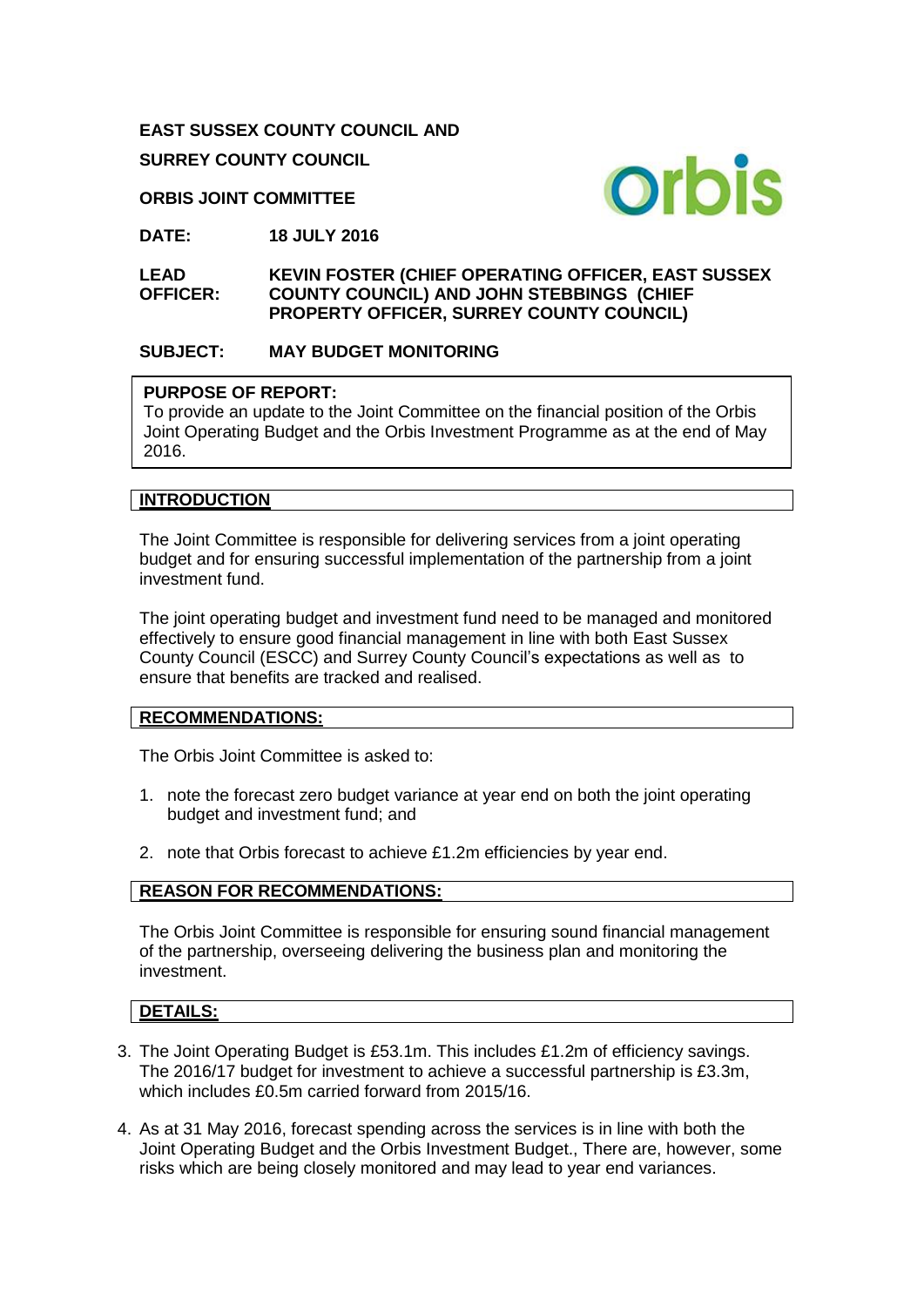**EAST SUSSEX COUNTY COUNCIL AND**

**SURREY COUNTY COUNCIL**

**ORBIS JOINT COMMITTEE**

**DATE:** **18 JULY 2016**

**LEAD OFFICER:** **KEVIN FOSTER (CHIEF OPERATING OFFICER, EAST SUSSEX COUNTY COUNCIL) AND JOHN STEBBINGS (CHIEF PROPERTY OFFICER, SURREY COUNTY COUNCIL)**

**SUBJECT:** **MAY BUDGET MONITORING**

**PURPOSE OF REPORT:**
To provide an update to the Joint Committee on the financial position of the Orbis Joint Operating Budget and the Orbis Investment Programme as at the end of May 2016.

## INTRODUCTION

The Joint Committee is responsible for delivering services from a joint operating budget and for ensuring successful implementation of the partnership from a joint investment fund.

The joint operating budget and investment fund need to be managed and monitored effectively to ensure good financial management in line with both East Sussex County Council (ESCC) and Surrey County Council's expectations as well as to ensure that benefits are tracked and realised.

## RECOMMENDATIONS:

The Orbis Joint Committee is asked to:

1. note the forecast zero budget variance at year end on both the joint operating budget and investment fund; and
2. note that Orbis forecast to achieve £1.2m efficiencies by year end.

## REASON FOR RECOMMENDATIONS:

The Orbis Joint Committee is responsible for ensuring sound financial management of the partnership, overseeing delivering the business plan and monitoring the investment.

## DETAILS:

3. The Joint Operating Budget is £53.1m. This includes £1.2m of efficiency savings. The 2016/17 budget for investment to achieve a successful partnership is £3.3m, which includes £0.5m carried forward from 2015/16.
4. As at 31 May 2016, forecast spending across the services is in line with both the Joint Operating Budget and the Orbis Investment Budget., There are, however, some risks which are being closely monitored and may lead to year end variances.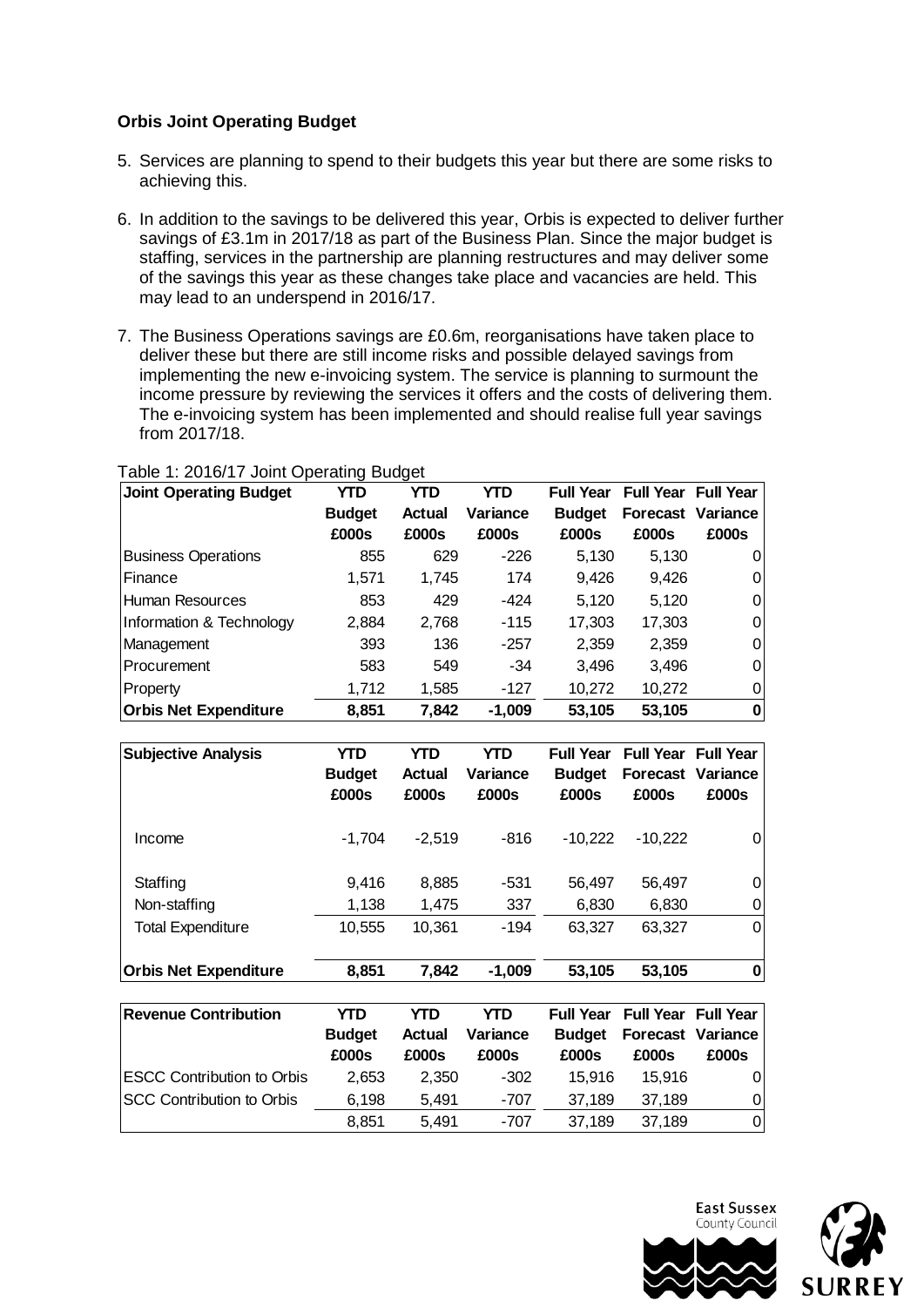**Orbis Joint Operating Budget**

5. Services are planning to spend to their budgets this year but there are some risks to achieving this.

6. In addition to the savings to be delivered this year, Orbis is expected to deliver further savings of £3.1m in 2017/18 as part of the Business Plan. Since the major budget is staffing, services in the partnership are planning restructures and may deliver some of the savings this year as these changes take place and vacancies are held. This may lead to an underspend in 2016/17.

7. The Business Operations savings are £0.6m, reorganisations have taken place to deliver these but there are still income risks and possible delayed savings from implementing the new e-invoicing system. The service is planning to surmount the income pressure by reviewing the services it offers and the costs of delivering them. The e-invoicing system has been implemented and should realise full year savings from 2017/18.

Table 1: 2016/17 Joint Operating Budget

| Joint Operating Budget | YTD Budget £000s | YTD Actual £000s | YTD Variance £000s | Full Year Budget £000s | Full Year Forecast £000s | Full Year Variance £000s |
|---|---|---|---|---|---|---|
| Business Operations | 855 | 629 | -226 | 5,130 | 5,130 | 0 |
| Finance | 1,571 | 1,745 | 174 | 9,426 | 9,426 | 0 |
| Human Resources | 853 | 429 | -424 | 5,120 | 5,120 | 0 |
| Information & Technology | 2,884 | 2,768 | -115 | 17,303 | 17,303 | 0 |
| Management | 393 | 136 | -257 | 2,359 | 2,359 | 0 |
| Procurement | 583 | 549 | -34 | 3,496 | 3,496 | 0 |
| Property | 1,712 | 1,585 | -127 | 10,272 | 10,272 | 0 |
| **Orbis Net Expenditure** | **8,851** | **7,842** | **-1,009** | **53,105** | **53,105** | **0** |

| Subjective Analysis | YTD Budget £000s | YTD Actual £000s | YTD Variance £000s | Full Year Budget £000s | Full Year Forecast £000s | Full Year Variance £000s |
|---|---|---|---|---|---|---|
| Income | -1,704 | -2,519 | -816 | -10,222 | -10,222 | 0 |
| Staffing | 9,416 | 8,885 | -531 | 56,497 | 56,497 | 0 |
| Non-staffing | 1,138 | 1,475 | 337 | 6,830 | 6,830 | 0 |
| Total Expenditure | 10,555 | 10,361 | -194 | 63,327 | 63,327 | 0 |
| **Orbis Net Expenditure** | **8,851** | **7,842** | **-1,009** | **53,105** | **53,105** | **0** |

| Revenue Contribution | YTD Budget £000s | YTD Actual £000s | YTD Variance £000s | Full Year Budget £000s | Full Year Forecast £000s | Full Year Variance £000s |
|---|---|---|---|---|---|---|
| ESCC Contribution to Orbis | 2,653 | 2,350 | -302 | 15,916 | 15,916 | 0 |
| SCC Contribution to Orbis | 6,198 | 5,491 | -707 | 37,189 | 37,189 | 0 |
| | 8,851 | 5,491 | -707 | 37,189 | 37,189 | 0 |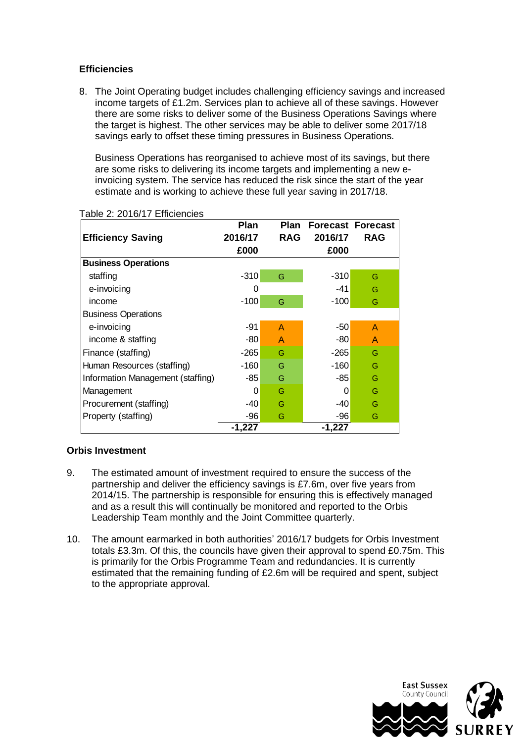### Efficiencies

8. The Joint Operating budget includes challenging efficiency savings and increased income targets of £1.2m. Services plan to achieve all of these savings. However there are some risks to deliver some of the Business Operations Savings where the target is highest. The other services may be able to deliver some 2017/18 savings early to offset these timing pressures in Business Operations.

   Business Operations has reorganised to achieve most of its savings, but there are some risks to delivering its income targets and implementing a new e-invoicing system. The service has reduced the risk since the start of the year estimate and is working to achieve these full year saving in 2017/18.

Table 2: 2016/17 Efficiencies

| Efficiency Saving | Plan 2016/17 £000 | Plan RAG | Forecast 2016/17 £000 | Forecast RAG |
|---|---|---|---|---|
| **Business Operations** | | | | |
| staffing | -310 | G | -310 | G |
| e-invoicing | 0 | | -41 | G |
| income | -100 | G | -100 | G |
| Business Operations | | | | |
| e-invoicing | -91 | A | -50 | A |
| income & staffing | -80 | A | -80 | A |
| Finance (staffing) | -265 | G | -265 | G |
| Human Resources (staffing) | -160 | G | -160 | G |
| Information Management (staffing) | -85 | G | -85 | G |
| Management | 0 | G | 0 | G |
| Procurement (staffing) | -40 | G | -40 | G |
| Property (staffing) | -96 | G | -96 | G |
| | **-1,227** | | **-1,227** | |

### Orbis Investment

9. The estimated amount of investment required to ensure the success of the partnership and deliver the efficiency savings is £7.6m, over five years from 2014/15. The partnership is responsible for ensuring this is effectively managed and as a result this will continually be monitored and reported to the Orbis Leadership Team monthly and the Joint Committee quarterly.

10. The amount earmarked in both authorities' 2016/17 budgets for Orbis Investment totals £3.3m. Of this, the councils have given their approval to spend £0.75m. This is primarily for the Orbis Programme Team and redundancies. It is currently estimated that the remaining funding of £2.6m will be required and spent, subject to the appropriate approval.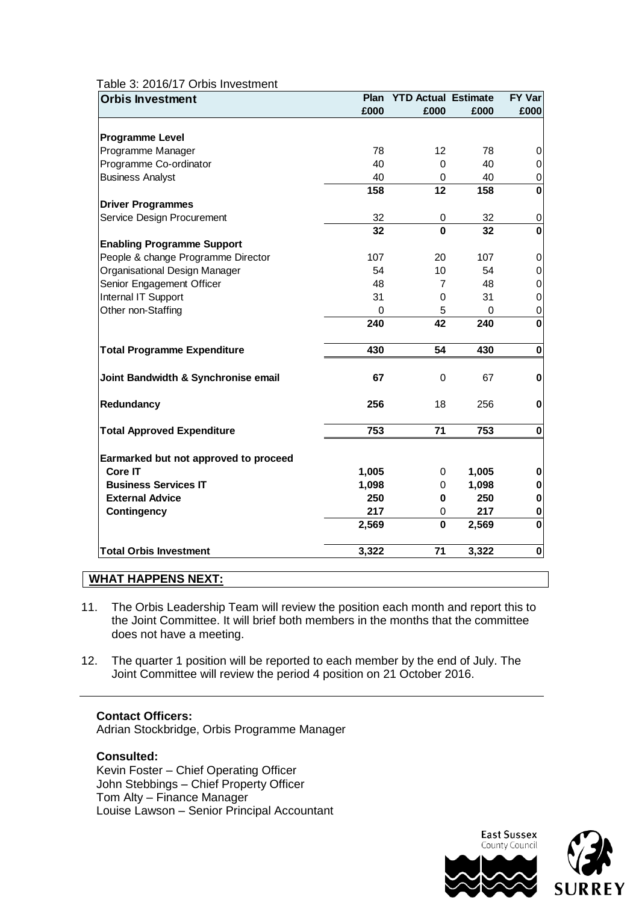Table 3: 2016/17 Orbis Investment

| Orbis Investment | Plan £000 | YTD Actual £000 | Estimate £000 | FY Var £000 |
|---|---|---|---|---|
| **Programme Level** | | | | |
| Programme Manager | 78 | 12 | 78 | 0 |
| Programme Co-ordinator | 40 | 0 | 40 | 0 |
| Business Analyst | 40 | 0 | 40 | 0 |
| | **158** | **12** | **158** | **0** |
| **Driver Programmes** | | | | |
| Service Design Procurement | 32 | 0 | 32 | 0 |
| | **32** | **0** | **32** | **0** |
| **Enabling Programme Support** | | | | |
| People & change Programme Director | 107 | 20 | 107 | 0 |
| Organisational Design Manager | 54 | 10 | 54 | 0 |
| Senior Engagement Officer | 48 | 7 | 48 | 0 |
| Internal IT Support | 31 | 0 | 31 | 0 |
| Other non-Staffing | 0 | 5 | 0 | 0 |
| | **240** | **42** | **240** | **0** |
| **Total Programme Expenditure** | **430** | **54** | **430** | **0** |
| **Joint Bandwidth & Synchronise email** | **67** | 0 | 67 | **0** |
| **Redundancy** | **256** | 18 | 256 | **0** |
| **Total Approved Expenditure** | **753** | **71** | **753** | **0** |
| **Earmarked but not approved to proceed** | | | | |
| **Core IT** | **1,005** | 0 | **1,005** | **0** |
| **Business Services IT** | **1,098** | 0 | **1,098** | **0** |
| **External Advice** | **250** | **0** | **250** | **0** |
| **Contingency** | **217** | 0 | **217** | **0** |
| | **2,569** | **0** | **2,569** | **0** |
| **Total Orbis Investment** | **3,322** | **71** | **3,322** | **0** |

**WHAT HAPPENS NEXT:**

11. The Orbis Leadership Team will review the position each month and report this to the Joint Committee. It will brief both members in the months that the committee does not have a meeting.

12. The quarter 1 position will be reported to each member by the end of July. The Joint Committee will review the period 4 position on 21 October 2016.

---

**Contact Officers:**
Adrian Stockbridge, Orbis Programme Manager

**Consulted:**
Kevin Foster – Chief Operating Officer
John Stebbings – Chief Property Officer
Tom Alty – Finance Manager
Louise Lawson – Senior Principal Accountant

East Sussex County Council

SURREY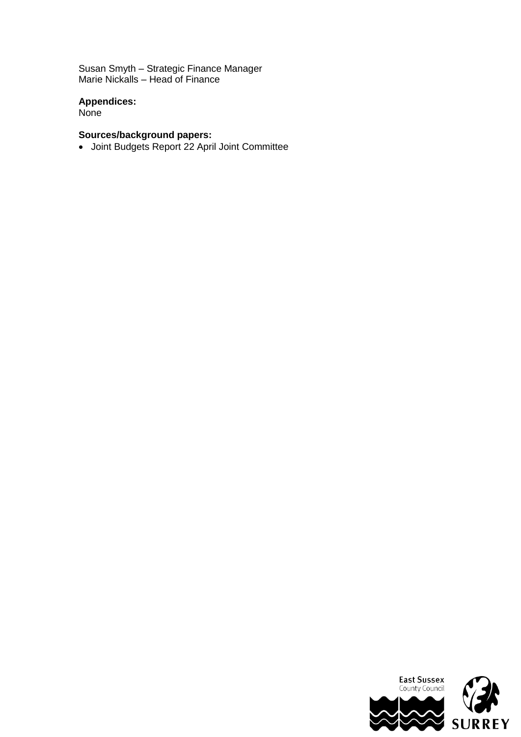Susan Smyth – Strategic Finance Manager
Marie Nickalls – Head of Finance

**Appendices:**
None

**Sources/background papers:**

- Joint Budgets Report 22 April Joint Committee